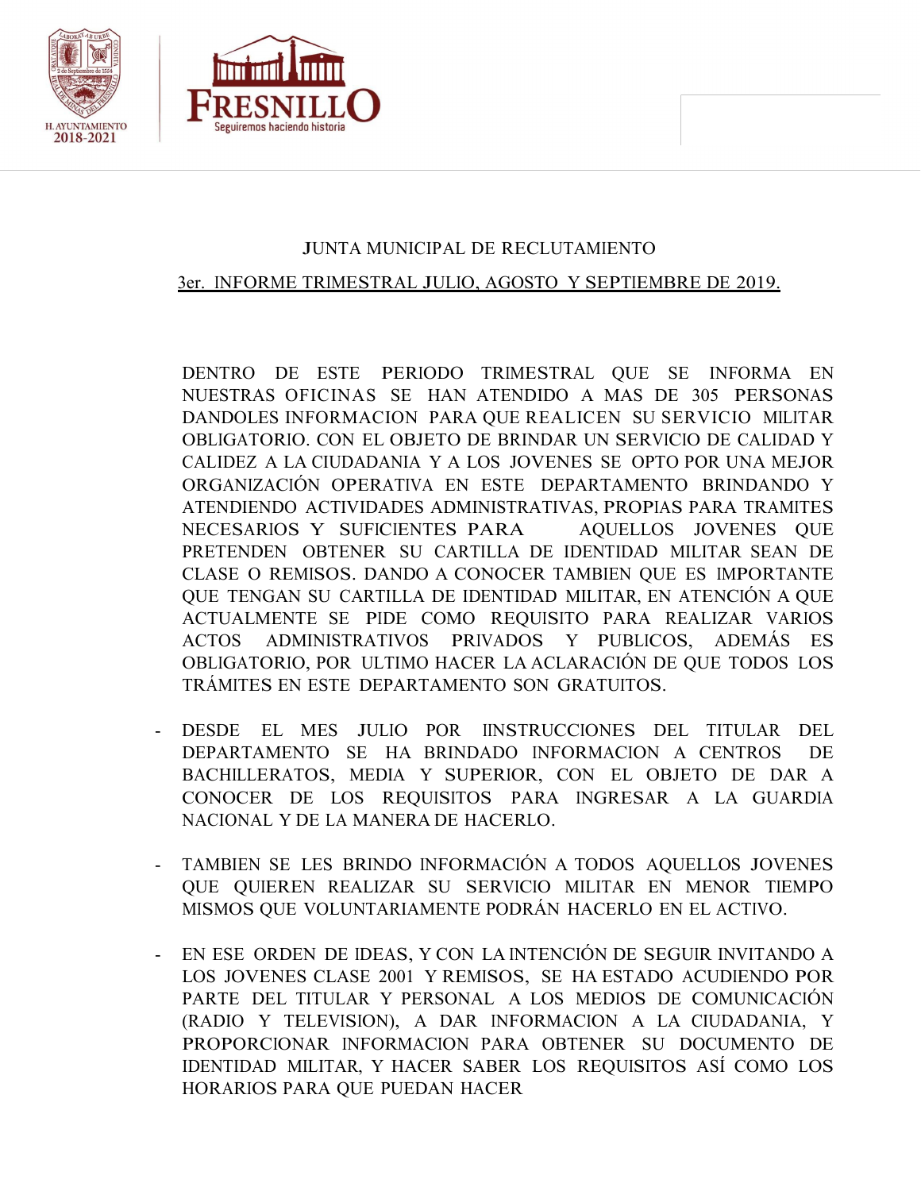JUNTA MUNICIPAL DE RECLUTAMIENTO

3er. INFORME TRIMESTRAL JULIO, AGOSTO Y SEPTIEMBRE DE 2019.

DENTRO DE ESTE PERIODO TRIMESTRAL QUE SE INFORMA EN NUESTRAS OFICINAS SE HAN ATENDIDO A MAS DE 305 PERSONAS DANDOLES INFORMACION PARA QUE REALICEN SU SERVICIO MILITAR OBLIGATORIO. CON EL OBJETO DE BRINDAR UN SERVICIO DE CALIDAD Y CALIDEZ A LA CIUDADANIA Y A LOS JOVENES SE OPTO POR UNA MEJOR ORGANIZACIÓN OPERATIVA EN ESTE DEPARTAMENTO BRINDANDO Y ATENDIENDO ACTIVIDADES ADMINISTRATIVAS, PROPIAS PARA TRAMITES NECESARIOS Y SUFICIENTES PARA AQUELLOS JOVENES QUE PRETENDEN OBTENER SU CARTILLA DE IDENTIDAD MILITAR SEAN DE CLASE O REMISOS. DANDO A CONOCER TAMBIEN QUE ES IMPORTANTE QUE TENGAN SU CARTILLA DE IDENTIDAD MILITAR, EN ATENCIÓN A QUE ACTUALMENTE SE PIDE COMO REQUISITO PARA REALIZAR VARIOS ACTOS ADMINISTRATIVOS PRIVADOS Y PUBLICOS, ADEMÁS ES OBLIGATORIO, POR ULTIMO HACER LA ACLARACIÓN DE QUE TODOS LOS TRÁMITES EN ESTE DEPARTAMENTO SON GRATUITOS.

- DESDE EL MES JULIO POR IINSTRUCCIONES DEL TITULAR DEL DEPARTAMENTO SE HA BRINDADO INFORMACION A CENTROS DE BACHILLERATOS, MEDIA Y SUPERIOR, CON EL OBJETO DE DAR A CONOCER DE LOS REQUISITOS PARA INGRESAR A LA GUARDIA NACIONAL Y DE LA MANERA DE HACERLO.

- TAMBIEN SE LES BRINDO INFORMACIÓN A TODOS AQUELLOS JOVENES QUE QUIEREN REALIZAR SU SERVICIO MILITAR EN MENOR TIEMPO MISMOS QUE VOLUNTARIAMENTE PODRÁN HACERLO EN EL ACTIVO.

- EN ESE ORDEN DE IDEAS, Y CON LA INTENCIÓN DE SEGUIR INVITANDO A LOS JOVENES CLASE 2001 Y REMISOS, SE HA ESTADO ACUDIENDO POR PARTE DEL TITULAR Y PERSONAL A LOS MEDIOS DE COMUNICACIÓN (RADIO Y TELEVISION), A DAR INFORMACION A LA CIUDADANIA, Y PROPORCIONAR INFORMACION PARA OBTENER SU DOCUMENTO DE IDENTIDAD MILITAR, Y HACER SABER LOS REQUISITOS ASÍ COMO LOS HORARIOS PARA QUE PUEDAN HACER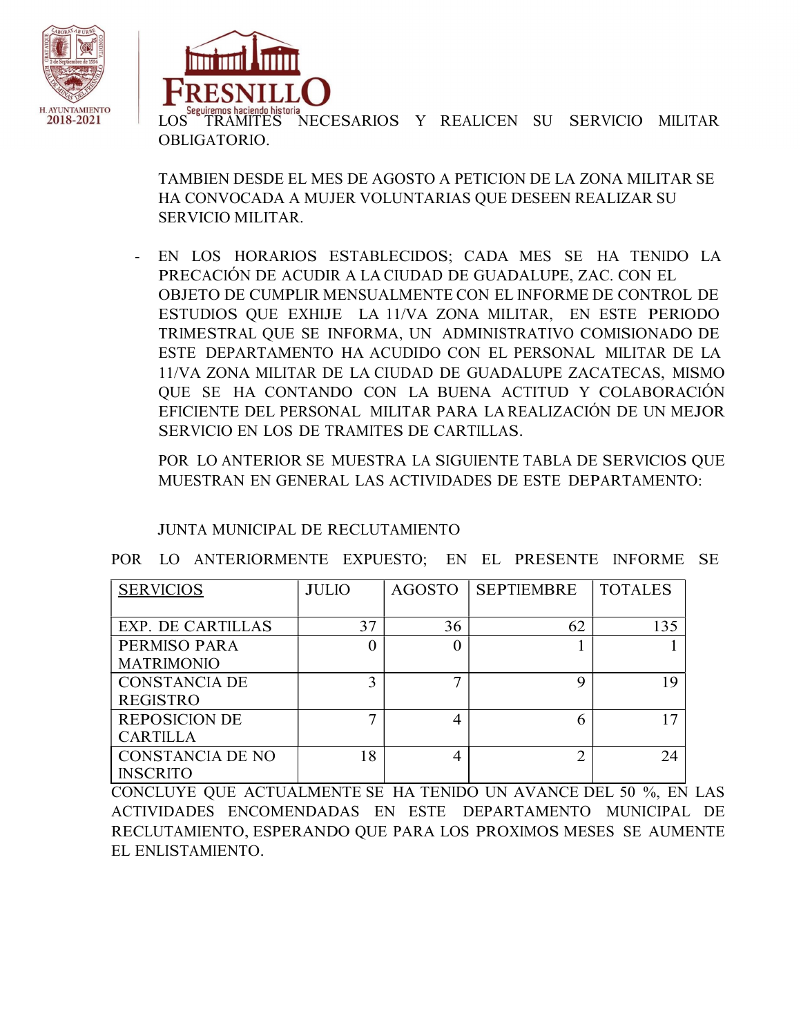LOS TRAMITES NECESARIOS Y REALICEN SU SERVICIO MILITAR OBLIGATORIO.

TAMBIEN DESDE EL MES DE AGOSTO A PETICION DE LA ZONA MILITAR SE HA CONVOCADA A MUJER VOLUNTARIAS QUE DESEEN REALIZAR SU SERVICIO MILITAR.

- EN LOS HORARIOS ESTABLECIDOS; CADA MES SE HA TENIDO LA PRECACIÓN DE ACUDIR A LA CIUDAD DE GUADALUPE, ZAC. CON EL OBJETO DE CUMPLIR MENSUALMENTE CON EL INFORME DE CONTROL DE ESTUDIOS QUE EXHIJE LA 11/VA ZONA MILITAR, EN ESTE PERIODO TRIMESTRAL QUE SE INFORMA, UN ADMINISTRATIVO COMISIONADO DE ESTE DEPARTAMENTO HA ACUDIDO CON EL PERSONAL MILITAR DE LA 11/VA ZONA MILITAR DE LA CIUDAD DE GUADALUPE ZACATECAS, MISMO QUE SE HA CONTANDO CON LA BUENA ACTITUD Y COLABORACIÓN EFICIENTE DEL PERSONAL MILITAR PARA LA REALIZACIÓN DE UN MEJOR SERVICIO EN LOS DE TRAMITES DE CARTILLAS.

POR LO ANTERIOR SE MUESTRA LA SIGUIENTE TABLA DE SERVICIOS QUE MUESTRAN EN GENERAL LAS ACTIVIDADES DE ESTE DEPARTAMENTO:

JUNTA MUNICIPAL DE RECLUTAMIENTO

POR LO ANTERIORMENTE EXPUESTO; EN EL PRESENTE INFORME SE

| SERVICIOS | JULIO | AGOSTO | SEPTIEMBRE | TOTALES |
|---|---|---|---|---|
| EXP. DE CARTILLAS | 37 | 36 | 62 | 135 |
| PERMISO PARA MATRIMONIO | 0 | 0 | 1 | 1 |
| CONSTANCIA DE REGISTRO | 3 | 7 | 9 | 19 |
| REPOSICION DE CARTILLA | 7 | 4 | 6 | 17 |
| CONSTANCIA DE NO INSCRITO | 18 | 4 | 2 | 24 |

CONCLUYE QUE ACTUALMENTE SE HA TENIDO UN AVANCE DEL 50 %, EN LAS ACTIVIDADES ENCOMENDADAS EN ESTE DEPARTAMENTO MUNICIPAL DE RECLUTAMIENTO, ESPERANDO QUE PARA LOS PROXIMOS MESES SE AUMENTE EL ENLISTAMIENTO.